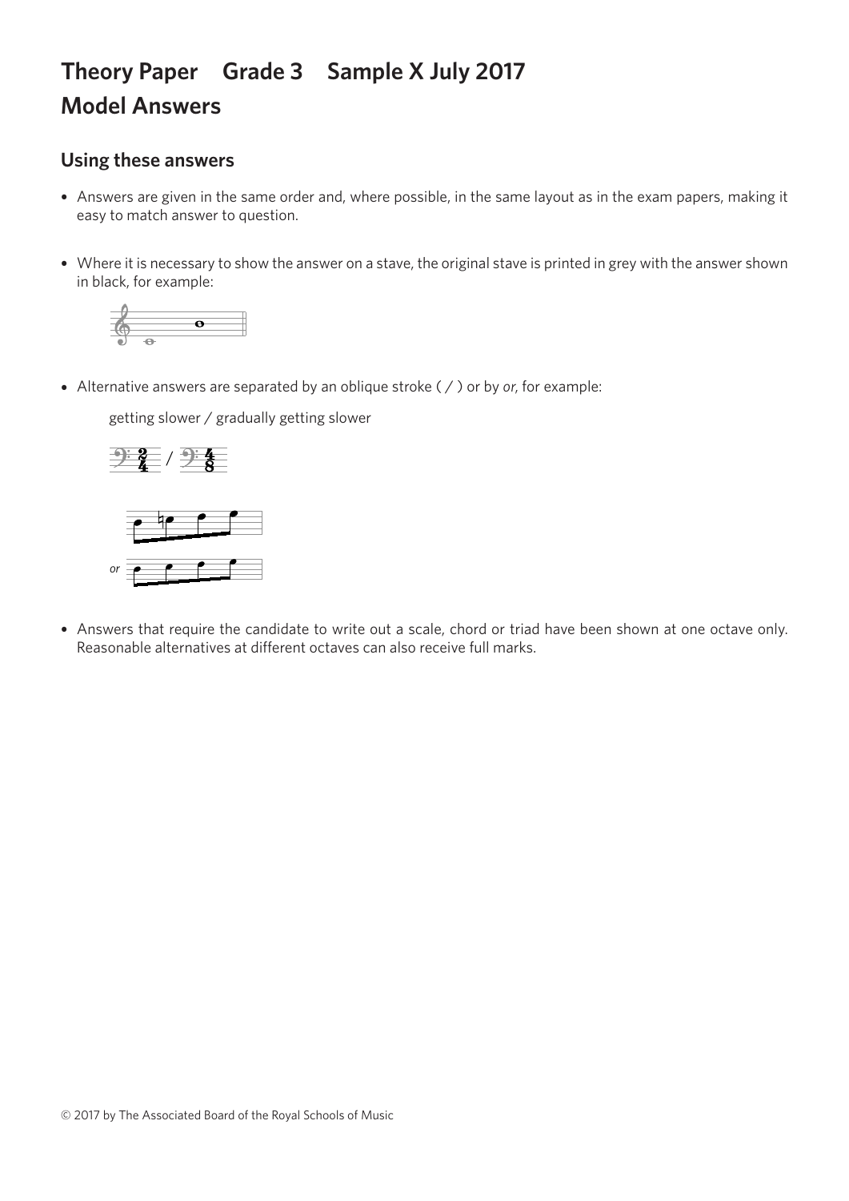# Theory Paper Grade 3 Sample X July 2017
# Model Answers

## Using these answers

- Answers are given in the same order and, where possible, in the same layout as in the exam papers, making it easy to match answer to question.
- Where it is necessary to show the answer on a stave, the original stave is printed in grey with the answer shown in black, for example:
- Alternative answers are separated by an oblique stroke ( / ) or by *or*, for example:

  getting slower / gradually getting slower

  /

  *or*

- Answers that require the candidate to write out a scale, chord or triad have been shown at one octave only. Reasonable alternatives at different octaves can also receive full marks.

© 2017 by The Associated Board of the Royal Schools of Music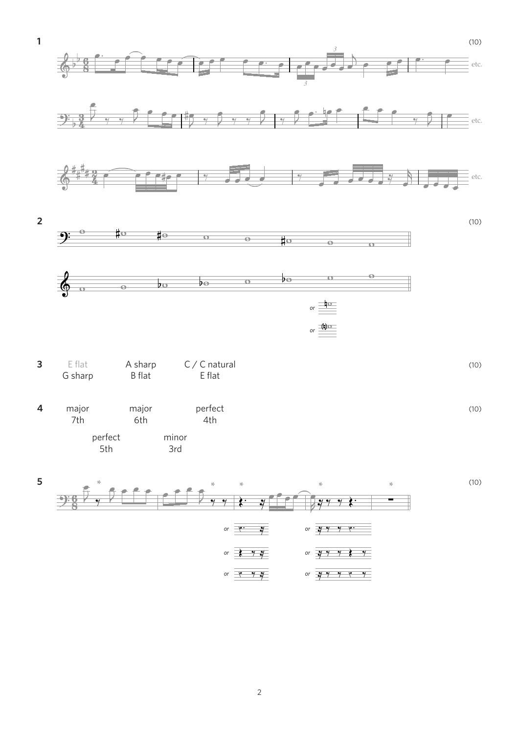**1**

(10)

etc.

etc.

etc.

**2**

(10)

*or*

*or*

**3**

| | | |
|---|---|---|
| E flat | A sharp | C / C natural |
| G sharp | B flat | E flat |

(10)

**4**

| | | |
|---|---|---|
| major 7th | major 6th | perfect 4th |
| perfect 5th | minor 3rd | |

(10)

**5**

(10)

*or* *or*

*or* *or*

*or* *or*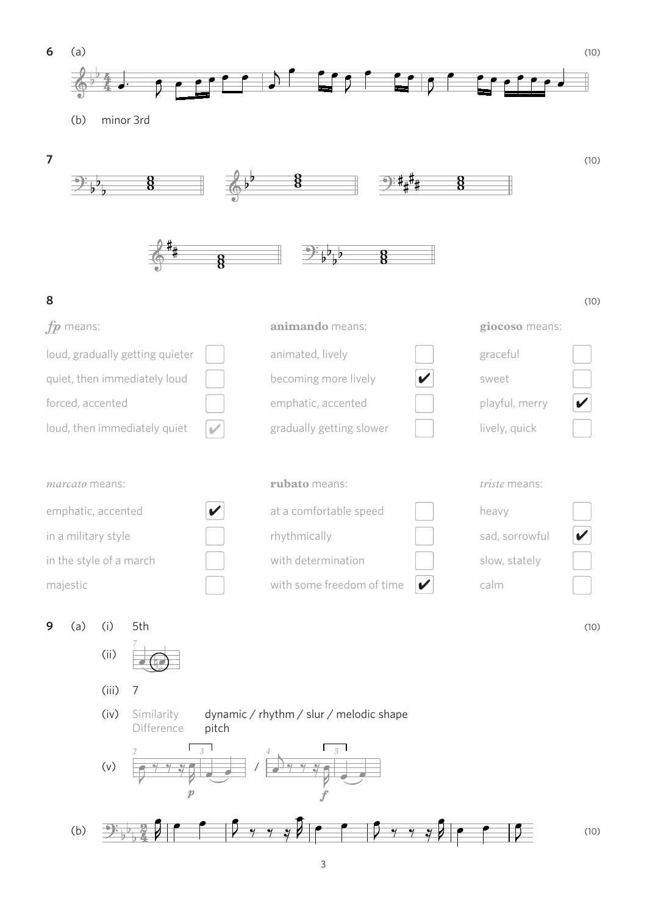**6** (a) (10)

(b) minor 3rd

**7** (10)

**8** (10)

| *fp* means: | | **animando** means: | | **giocoso** means: | |
|---|---|---|---|---|---|
| loud, gradually getting quieter | | animated, lively | | graceful | |
| quiet, then immediately loud | | becoming more lively | ✔ | sweet | |
| forced, accented | | emphatic, accented | | playful, merry | ✔ |
| loud, then immediately quiet | ✔ | gradually getting slower | | lively, quick | |

| *marcato* means: | | **rubato** means: | | *triste* means: | |
|---|---|---|---|---|---|
| emphatic, accented | ✔ | at a comfortable speed | | heavy | |
| in a military style | | rhythmically | | sad, sorrowful | ✔ |
| in the style of a march | | with determination | | slow, stately | |
| majestic | | with some freedom of time | ✔ | calm | |

**9** (a) (i) 5th (10)

(ii)

(iii) 7

(iv) Similarity dynamic / rhythm / slur / melodic shape
Difference pitch

(v) 2 3 *p* / 4 5 *f*

(b) (10)